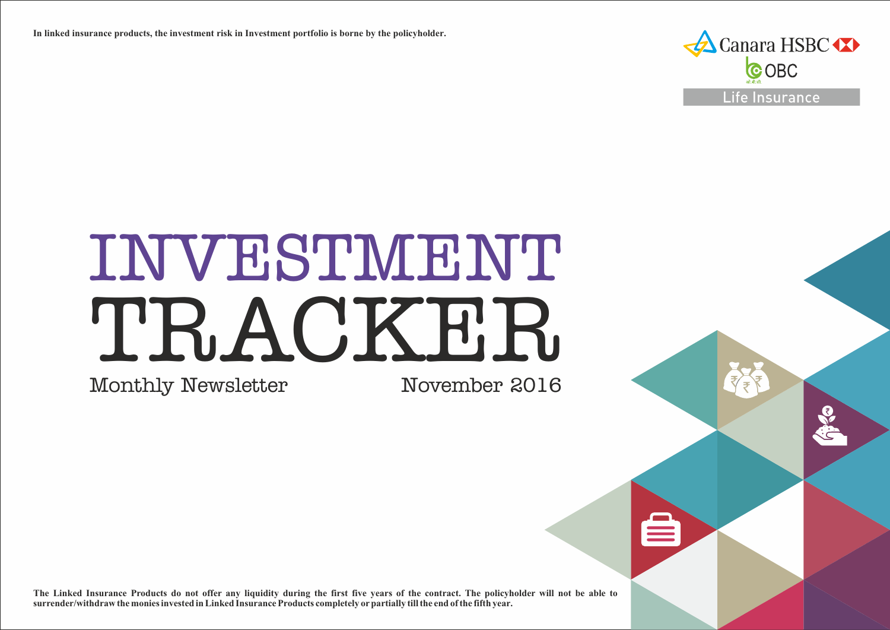**In linked insurance products, the investment risk in Investment portfolio is borne by the policyholder.**

Canara HSBC OBC Life Insurance

# INVESTMENT TRACKER

Monthly Newsletter

November 2016

**The Linked Insurance Products do not offer any liquidity during the first five years of the contract. The policyholder will not be able to surrender/withdraw the monies invested in Linked Insurance Products completely or partially till the end of the fifth year.**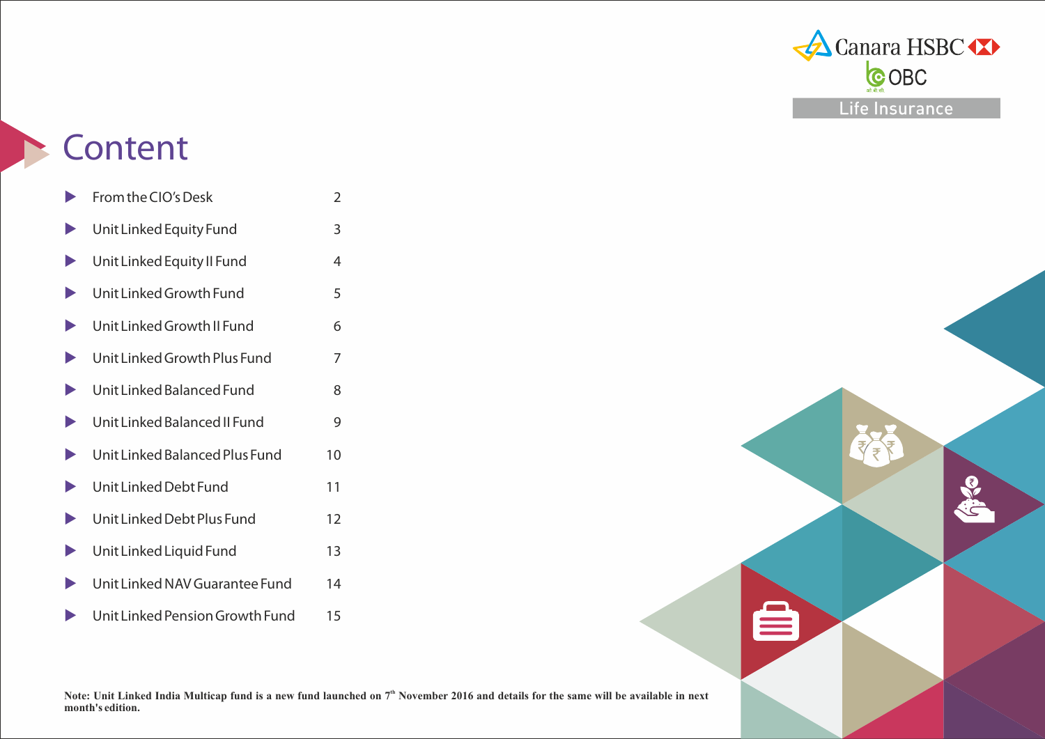Canara HSBC OBC Life Insurance

# Content

| | |
|---|---|
| From the CIO's Desk | 2 |
| Unit Linked Equity Fund | 3 |
| Unit Linked Equity II Fund | 4 |
| Unit Linked Growth Fund | 5 |
| Unit Linked Growth II Fund | 6 |
| Unit Linked Growth Plus Fund | 7 |
| Unit Linked Balanced Fund | 8 |
| Unit Linked Balanced II Fund | 9 |
| Unit Linked Balanced Plus Fund | 10 |
| Unit Linked Debt Fund | 11 |
| Unit Linked Debt Plus Fund | 12 |
| Unit Linked Liquid Fund | 13 |
| Unit Linked NAV Guarantee Fund | 14 |
| Unit Linked Pension Growth Fund | 15 |

**Note: Unit Linked India Multicap fund is a new fund launched on 7th November 2016 and details for the same will be available in next month's edition.**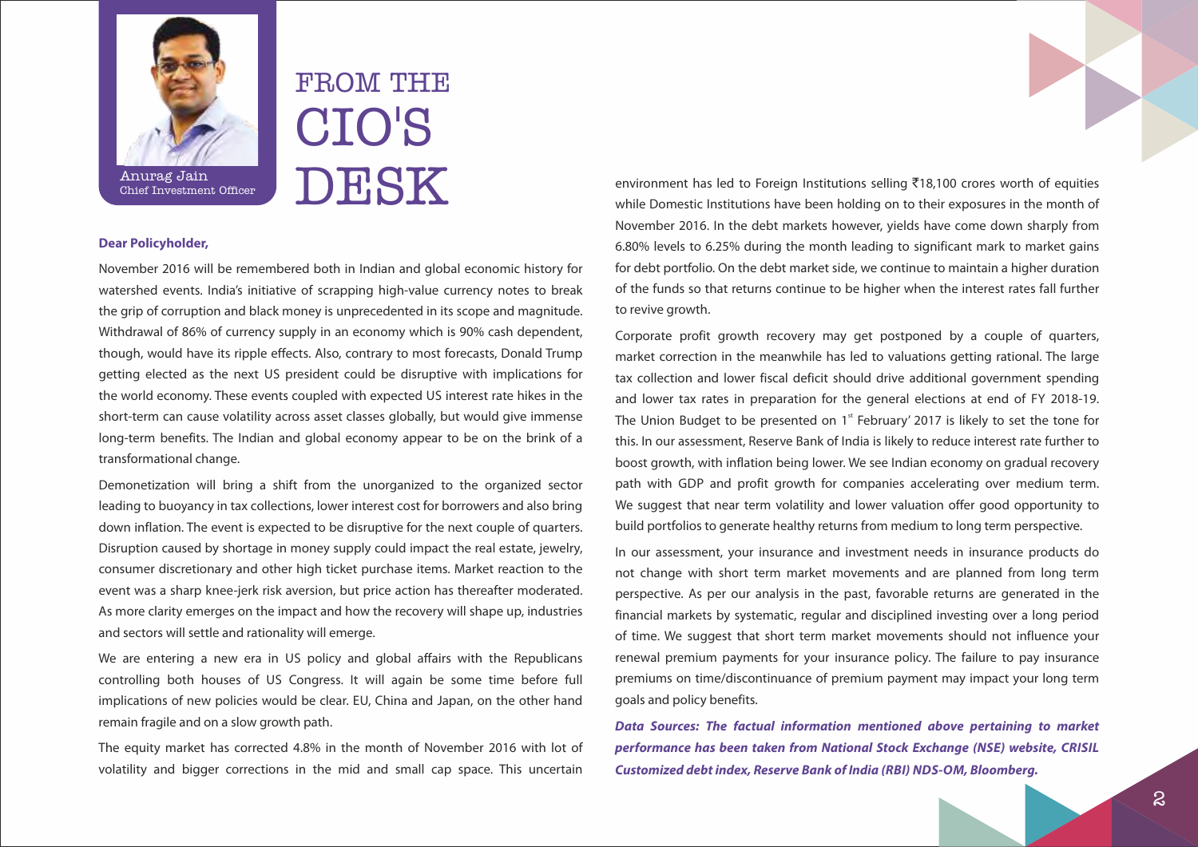# FROM THE CIO'S DESK

Anurag Jain
Chief Investment Officer

**Dear Policyholder,**

November 2016 will be remembered both in Indian and global economic history for watershed events. India's initiative of scrapping high-value currency notes to break the grip of corruption and black money is unprecedented in its scope and magnitude. Withdrawal of 86% of currency supply in an economy which is 90% cash dependent, though, would have its ripple effects. Also, contrary to most forecasts, Donald Trump getting elected as the next US president could be disruptive with implications for the world economy. These events coupled with expected US interest rate hikes in the short-term can cause volatility across asset classes globally, but would give immense long-term benefits. The Indian and global economy appear to be on the brink of a transformational change.

Demonetization will bring a shift from the unorganized to the organized sector leading to buoyancy in tax collections, lower interest cost for borrowers and also bring down inflation. The event is expected to be disruptive for the next couple of quarters. Disruption caused by shortage in money supply could impact the real estate, jewelry, consumer discretionary and other high ticket purchase items. Market reaction to the event was a sharp knee-jerk risk aversion, but price action has thereafter moderated. As more clarity emerges on the impact and how the recovery will shape up, industries and sectors will settle and rationality will emerge.

We are entering a new era in US policy and global affairs with the Republicans controlling both houses of US Congress. It will again be some time before full implications of new policies would be clear. EU, China and Japan, on the other hand remain fragile and on a slow growth path.

The equity market has corrected 4.8% in the month of November 2016 with lot of volatility and bigger corrections in the mid and small cap space. This uncertain environment has led to Foreign Institutions selling ₹18,100 crores worth of equities while Domestic Institutions have been holding on to their exposures in the month of November 2016. In the debt markets however, yields have come down sharply from 6.80% levels to 6.25% during the month leading to significant mark to market gains for debt portfolio. On the debt market side, we continue to maintain a higher duration of the funds so that returns continue to be higher when the interest rates fall further to revive growth.

Corporate profit growth recovery may get postponed by a couple of quarters, market correction in the meanwhile has led to valuations getting rational. The large tax collection and lower fiscal deficit should drive additional government spending and lower tax rates in preparation for the general elections at end of FY 2018-19. The Union Budget to be presented on 1st February' 2017 is likely to set the tone for this. In our assessment, Reserve Bank of India is likely to reduce interest rate further to boost growth, with inflation being lower. We see Indian economy on gradual recovery path with GDP and profit growth for companies accelerating over medium term. We suggest that near term volatility and lower valuation offer good opportunity to build portfolios to generate healthy returns from medium to long term perspective.

In our assessment, your insurance and investment needs in insurance products do not change with short term market movements and are planned from long term perspective. As per our analysis in the past, favorable returns are generated in the financial markets by systematic, regular and disciplined investing over a long period of time. We suggest that short term market movements should not influence your renewal premium payments for your insurance policy. The failure to pay insurance premiums on time/discontinuance of premium payment may impact your long term goals and policy benefits.

***Data Sources: The factual information mentioned above pertaining to market performance has been taken from National Stock Exchange (NSE) website, CRISIL Customized debt index, Reserve Bank of India (RBI) NDS-OM, Bloomberg.***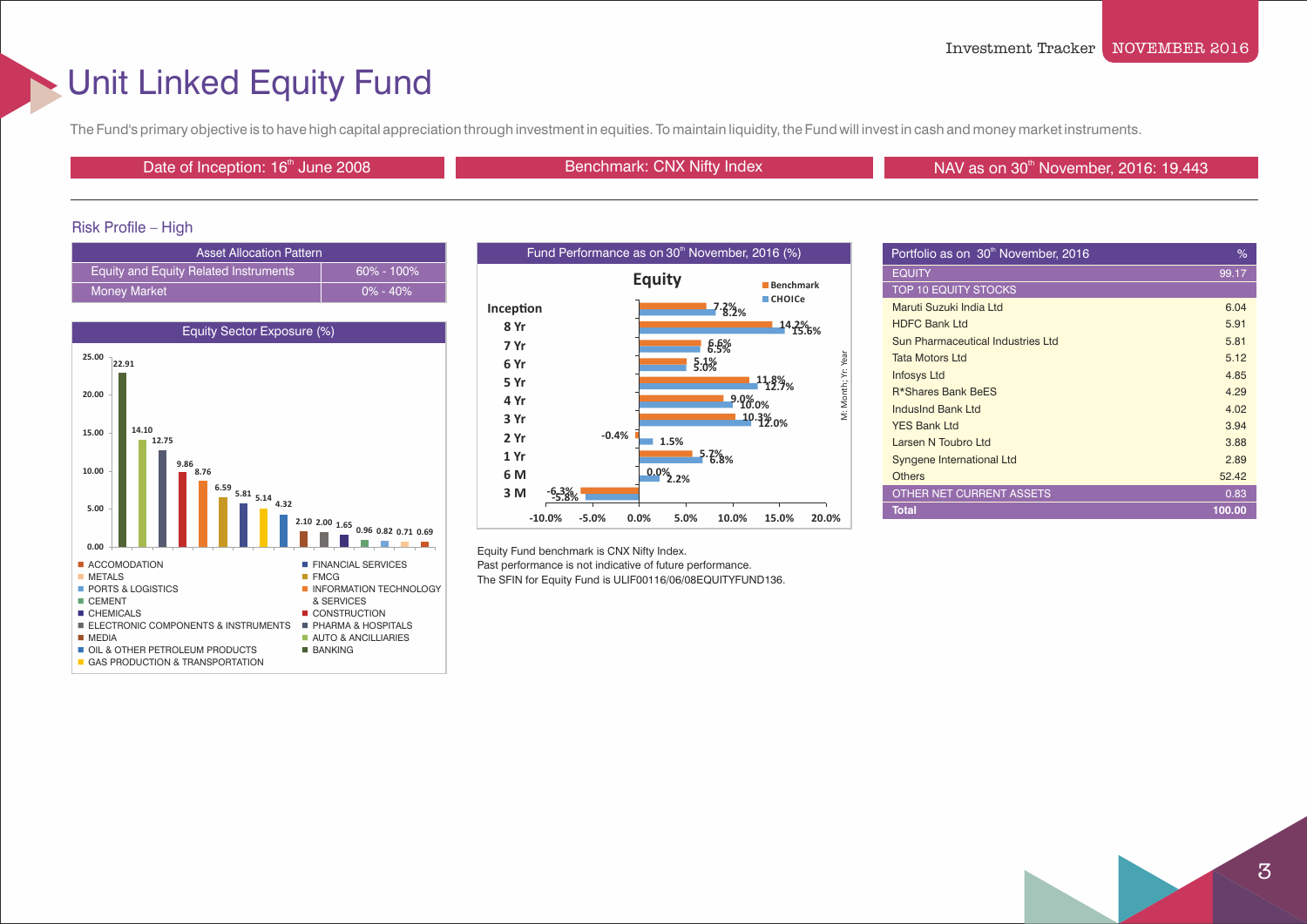# Unit Linked Equity Fund

The Fund's primary objective is to have high capital appreciation through investment in equities. To maintain liquidity, the Fund will invest in cash and money market instruments.

Date of Inception: 16th June 2008 | Benchmark: CNX Nifty Index | NAV as on 30th November, 2016: 19.443

Risk Profile – High

| Asset Allocation Pattern | |
|---|---|
| Equity and Equity Related Instruments | 60% - 100% |
| Money Market | 0% - 40% |

**Equity Sector Exposure (%)**

| Sector | % |
|---|---|
| BANKING | 22.91 |
| AUTO & ANCILLIARIES | 14.10 |
| PHARMA & HOSPITALS | 12.75 |
| CONSTRUCTION | 9.86 |
| INFORMATION TECHNOLOGY & SERVICES | 8.76 |
| FMCG | 6.59 |
| FINANCIAL SERVICES | 5.81 |
| GAS PRODUCTION & TRANSPORTATION | 5.14 |
| OIL & OTHER PETROLEUM PRODUCTS | 4.32 |
| MEDIA | 2.10 |
| ELECTRONIC COMPONENTS & INSTRUMENTS | 2.00 |
| CHEMICALS | 1.65 |
| CEMENT | 0.96 |
| PORTS & LOGISTICS | 0.82 |
| METALS | 0.71 |
| ACCOMODATION | 0.69 |

**Fund Performance as on 30th November, 2016 (%)**

Equity

| Period | Benchmark | CHOICe |
|---|---|---|
| Inception | 7.2% | 8.2% |
| 8 Yr | 14.2% | 15.6% |
| 7 Yr | 6.6% | 6.5% |
| 6 Yr | 5.1% | 5.0% |
| 5 Yr | 11.8% | 12.7% |
| 4 Yr | 9.0% | 10.0% |
| 3 Yr | 10.3% | 12.0% |
| 2 Yr | -0.4% | 1.5% |
| 1 Yr | 5.7% | 6.8% |
| 6 M | 0.0% | 2.2% |
| 3 M | -6.3% | -5.8% |

M: Month; Yr: Year

Equity Fund benchmark is CNX Nifty Index.
Past performance is not indicative of future performance.
The SFIN for Equity Fund is ULIF00116/06/08EQUITYFUND136.

| Portfolio as on 30th November, 2016 | % |
|---|---|
| EQUITY | 99.17 |
| TOP 10 EQUITY STOCKS | |
| Maruti Suzuki India Ltd | 6.04 |
| HDFC Bank Ltd | 5.91 |
| Sun Pharmaceutical Industries Ltd | 5.81 |
| Tata Motors Ltd | 5.12 |
| Infosys Ltd | 4.85 |
| R*Shares Bank BeES | 4.29 |
| IndusInd Bank Ltd | 4.02 |
| YES Bank Ltd | 3.94 |
| Larsen N Toubro Ltd | 3.88 |
| Syngene International Ltd | 2.89 |
| Others | 52.42 |
| OTHER NET CURRENT ASSETS | 0.83 |
| **Total** | **100.00** |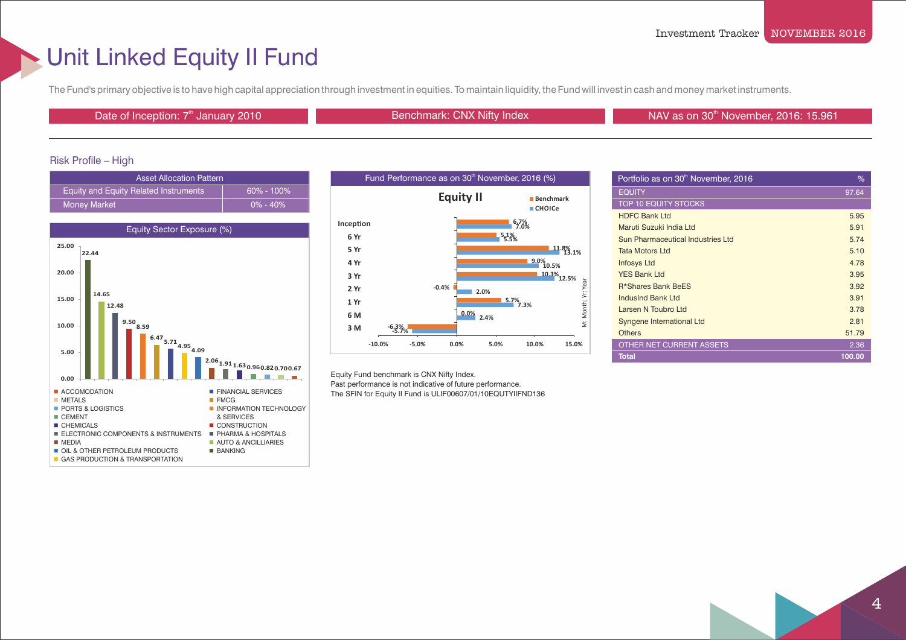# Unit Linked Equity II Fund

The Fund's primary objective is to have high capital appreciation through investment in equities. To maintain liquidity, the Fund will invest in cash and money market instruments.

Date of Inception: 7th January 2010 | Benchmark: CNX Nifty Index | NAV as on 30th November, 2016: 15.961

## Risk Profile – High

| Asset Allocation Pattern | |
|---|---|
| Equity and Equity Related Instruments | 60% - 100% |
| Money Market | 0% - 40% |

### Equity Sector Exposure (%)

| Sector | % |
|---|---|
| BANKING | 22.44 |
| AUTO & ANCILLIARIES | 14.65 |
| PHARMA & HOSPITALS | 12.48 |
| CONSTRUCTION | 9.50 |
| INFORMATION TECHNOLOGY & SERVICES | 8.59 |
| FMCG | 6.47 |
| FINANCIAL SERVICES | 5.71 |
| GAS PRODUCTION & TRANSPORTATION | 4.95 |
| OIL & OTHER PETROLEUM PRODUCTS | 4.09 |
| MEDIA | 2.06 |
| ELECTRONIC COMPONENTS & INSTRUMENTS | 1.91 |
| CHEMICALS | 1.63 |
| CEMENT | 0.96 |
| PORTS & LOGISTICS | 0.82 |
| METALS | 0.70 |
| ACCOMODATION | 0.67 |

### Fund Performance as on 30th November, 2016 (%)

**Equity II**

| Period | Benchmark | CHOICe |
|---|---|---|
| Inception | 6.7% | 7.0% |
| 6 Yr | 5.1% | 5.5% |
| 5 Yr | 11.8% | 13.1% |
| 4 Yr | 9.0% | 10.5% |
| 3 Yr | 10.3% | 12.5% |
| 2 Yr | -0.4% | 2.0% |
| 1 Yr | 5.7% | 7.3% |
| 6 M | 0.0% | 2.4% |
| 3 M | -6.3% | -5.7% |

M: Month; Yr: Year

Equity Fund benchmark is CNX Nifty Index.
Past performance is not indicative of future performance.
The SFIN for Equity II Fund is ULIF00607/01/10EQUTYIIFND136

| Portfolio as on 30th November, 2016 | % |
|---|---|
| EQUITY | 97.64 |
| TOP 10 EQUITY STOCKS | |
| HDFC Bank Ltd | 5.95 |
| Maruti Suzuki India Ltd | 5.91 |
| Sun Pharmaceutical Industries Ltd | 5.74 |
| Tata Motors Ltd | 5.10 |
| Infosys Ltd | 4.78 |
| YES Bank Ltd | 3.95 |
| R*Shares Bank BeES | 3.92 |
| IndusInd Bank Ltd | 3.91 |
| Larsen N Toubro Ltd | 3.78 |
| Syngene International Ltd | 2.81 |
| Others | 51.79 |
| OTHER NET CURRENT ASSETS | 2.36 |
| **Total** | **100.00** |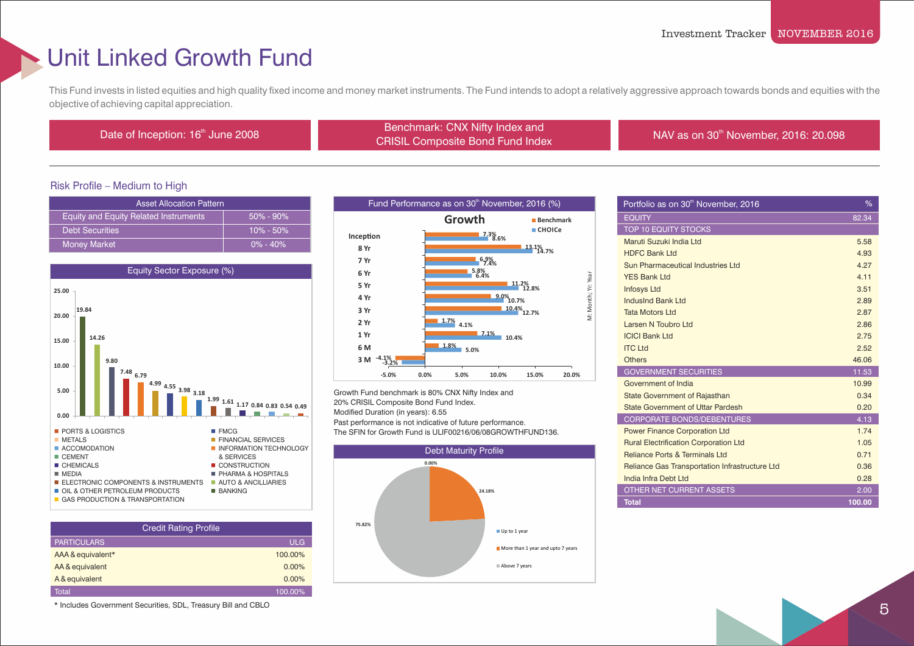# Unit Linked Growth Fund

This Fund invests in listed equities and high quality fixed income and money market instruments. The Fund intends to adopt a relatively aggressive approach towards bonds and equities with the objective of achieving capital appreciation.

| Date of Inception: 16th June 2008 | Benchmark: CNX Nifty Index and CRISIL Composite Bond Fund Index | NAV as on 30th November, 2016: 20.098 |
|---|---|---|

Risk Profile – Medium to High

| Asset Allocation Pattern | |
|---|---|
| Equity and Equity Related Instruments | 50% - 90% |
| Debt Securities | 10% - 50% |
| Money Market | 0% - 40% |

**Equity Sector Exposure (%)**

| Sector | % |
|---|---|
| BANKING | 19.84 |
| AUTO & ANCILLIARIES | 14.26 |
| PHARMA & HOSPITALS | 9.80 |
| CONSTRUCTION | 7.48 |
| INFORMATION TECHNOLOGY & SERVICES | 6.79 |
| FINANCIAL SERVICES | 4.99 |
| FMCG | 4.55 |
| GAS PRODUCTION & TRANSPORTATION | 3.98 |
| OIL & OTHER PETROLEUM PRODUCTS | 3.18 |
| ELECTRONIC COMPONENTS & INSTRUMENTS | 1.99 |
| MEDIA | 1.61 |
| CHEMICALS | 1.17 |
| CEMENT | 0.84 |
| ACCOMODATION | 0.83 |
| METALS | 0.54 |
| PORTS & LOGISTICS | 0.49 |

**Credit Rating Profile**

| PARTICULARS | ULG |
|---|---|
| AAA & equivalent* | 100.00% |
| AA & equivalent | 0.00% |
| A & equivalent | 0.00% |
| Total | 100.00% |

\* Includes Government Securities, SDL, Treasury Bill and CBLO

**Fund Performance as on 30th November, 2016 (%)**

Growth

| Period | Benchmark | CHOICe |
|---|---|---|
| Inception | 7.3% | 8.6% |
| 8 Yr | 13.1% | 14.7% |
| 7 Yr | 6.9% | 7.4% |
| 6 Yr | 5.8% | 6.4% |
| 5 Yr | 11.2% | 12.8% |
| 4 Yr | 9.0% | 10.7% |
| 3 Yr | 10.4% | 12.7% |
| 2 Yr | 1.7% | 4.1% |
| 1 Yr | 7.1% | 10.4% |
| 6 M | 1.8% | 5.0% |
| 3 M | -4.1% | -3.2% |

M: Month; Yr: Year

Growth Fund benchmark is 80% CNX Nifty Index and 20% CRISIL Composite Bond Fund Index.
Modified Duration (in years): 6.55
Past performance is not indicative of future performance.
The SFIN for Growth Fund is ULIF00216/06/08GROWTHFUND136.

**Debt Maturity Profile**

| Maturity | % |
|---|---|
| Up to 1 year | 0.00% |
| More than 1 year and upto 7 years | 24.18% |
| Above 7 years | 75.82% |

| Portfolio as on 30th November, 2016 | % |
|---|---|
| EQUITY | 82.34 |
| TOP 10 EQUITY STOCKS | |
| Maruti Suzuki India Ltd | 5.58 |
| HDFC Bank Ltd | 4.93 |
| Sun Pharmaceutical Industries Ltd | 4.27 |
| YES Bank Ltd | 4.11 |
| Infosys Ltd | 3.51 |
| IndusInd Bank Ltd | 2.89 |
| Tata Motors Ltd | 2.87 |
| Larsen N Toubro Ltd | 2.86 |
| ICICI Bank Ltd | 2.75 |
| ITC Ltd | 2.52 |
| Others | 46.06 |
| GOVERNMENT SECURITIES | 11.53 |
| Government of India | 10.99 |
| State Government of Rajasthan | 0.34 |
| State Government of Uttar Pardesh | 0.20 |
| CORPORATE BONDS/DEBENTURES | 4.13 |
| Power Finance Corporation Ltd | 1.74 |
| Rural Electrification Corporation Ltd | 1.05 |
| Reliance Ports & Terminals Ltd | 0.71 |
| Reliance Gas Transportation Infrastructure Ltd | 0.36 |
| India Infra Debt Ltd | 0.28 |
| OTHER NET CURRENT ASSETS | 2.00 |
| **Total** | **100.00** |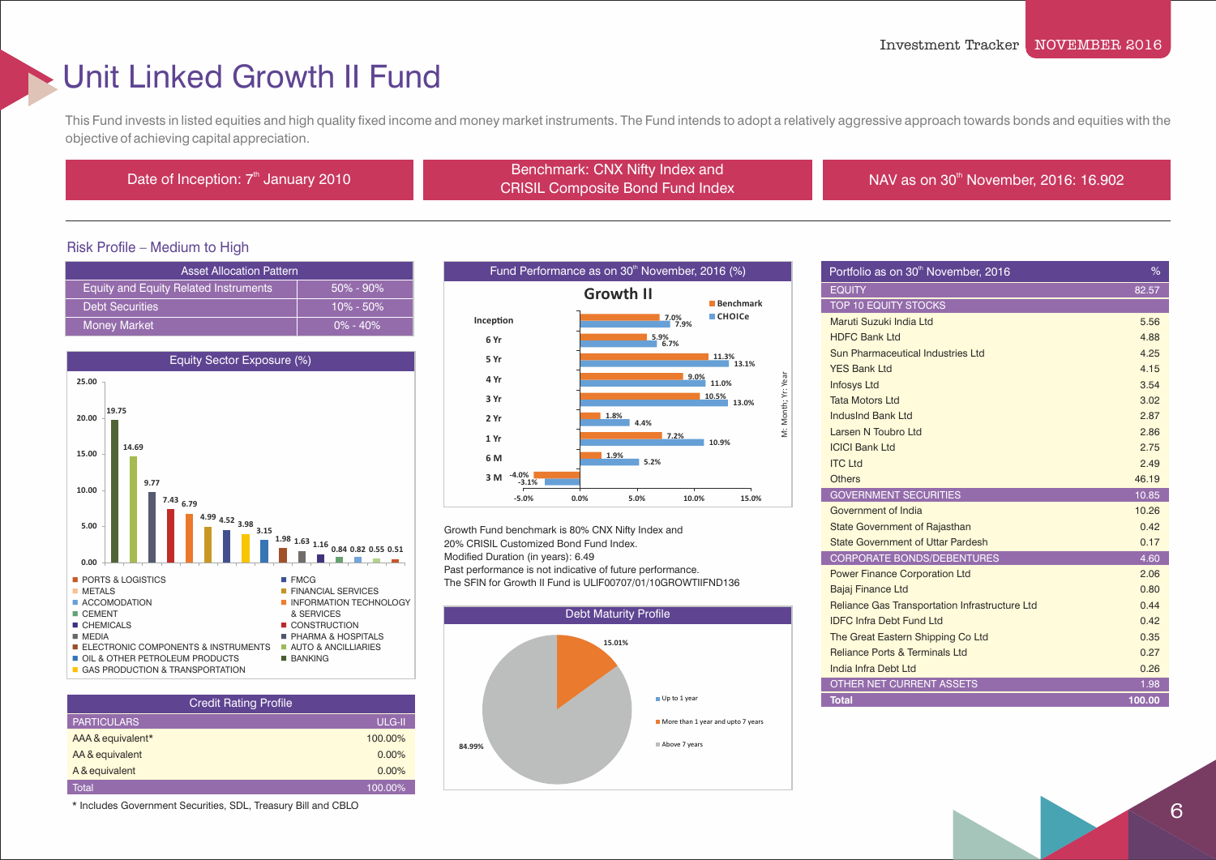# Unit Linked Growth II Fund

This Fund invests in listed equities and high quality fixed income and money market instruments. The Fund intends to adopt a relatively aggressive approach towards bonds and equities with the objective of achieving capital appreciation.

Date of Inception: 7th January 2010

Benchmark: CNX Nifty Index and CRISIL Composite Bond Fund Index

NAV as on 30th November, 2016: 16.902

Risk Profile – Medium to High

| Asset Allocation Pattern | |
|---|---|
| Equity and Equity Related Instruments | 50% - 90% |
| Debt Securities | 10% - 50% |
| Money Market | 0% - 40% |

## Equity Sector Exposure (%)

| Sector | % |
|---|---|
| BANKING | 19.75 |
| AUTO & ANCILLIARIES | 14.69 |
| PHARMA & HOSPITALS | 9.77 |
| CONSTRUCTION | 7.43 |
| INFORMATION TECHNOLOGY & SERVICES | 6.79 |
| FINANCIAL SERVICES | 4.99 |
| FMCG | 4.52 |
| GAS PRODUCTION & TRANSPORTATION | 3.98 |
| OIL & OTHER PETROLEUM PRODUCTS | 3.15 |
| ELECTRONIC COMPONENTS & INSTRUMENTS | 1.98 |
| MEDIA | 1.63 |
| CHEMICALS | 1.16 |
| CEMENT | 0.84 |
| ACCOMODATION | 0.82 |
| METALS | 0.55 |
| PORTS & LOGISTICS | 0.51 |

## Credit Rating Profile

| PARTICULARS | ULG-II |
|---|---|
| AAA & equivalent* | 100.00% |
| AA & equivalent | 0.00% |
| A & equivalent | 0.00% |
| Total | 100.00% |

\* Includes Government Securities, SDL, Treasury Bill and CBLO

## Fund Performance as on 30th November, 2016 (%)

Growth II

| Period | Benchmark | CHOICe |
|---|---|---|
| Inception | 7.0% | 7.9% |
| 6 Yr | 5.9% | 6.7% |
| 5 Yr | 11.3% | 13.1% |
| 4 Yr | 9.0% | 11.0% |
| 3 Yr | 10.5% | 13.0% |
| 2 Yr | 1.8% | 4.4% |
| 1 Yr | 7.2% | 10.9% |
| 6 M | 1.9% | 5.2% |
| 3 M | -4.0% | -3.1% |

M: Month; Yr: Year

Growth Fund benchmark is 80% CNX Nifty Index and 20% CRISIL Customized Bond Fund Index.
Modified Duration (in years): 6.49
Past performance is not indicative of future performance.
The SFIN for Growth II Fund is ULIF00707/01/10GROWTIIFND136

## Debt Maturity Profile

| Maturity | % |
|---|---|
| Up to 1 year | |
| More than 1 year and upto 7 years | 15.01% |
| Above 7 years | 84.99% |

## Portfolio as on 30th November, 2016

| Portfolio as on 30th November, 2016 | % |
|---|---|
| EQUITY | 82.57 |
| TOP 10 EQUITY STOCKS | |
| Maruti Suzuki India Ltd | 5.56 |
| HDFC Bank Ltd | 4.88 |
| Sun Pharmaceutical Industries Ltd | 4.25 |
| YES Bank Ltd | 4.15 |
| Infosys Ltd | 3.54 |
| Tata Motors Ltd | 3.02 |
| IndusInd Bank Ltd | 2.87 |
| Larsen N Toubro Ltd | 2.86 |
| ICICI Bank Ltd | 2.75 |
| ITC Ltd | 2.49 |
| Others | 46.19 |
| GOVERNMENT SECURITIES | 10.85 |
| Government of India | 10.26 |
| State Government of Rajasthan | 0.42 |
| State Government of Uttar Pardesh | 0.17 |
| CORPORATE BONDS/DEBENTURES | 4.60 |
| Power Finance Corporation Ltd | 2.06 |
| Bajaj Finance Ltd | 0.80 |
| Reliance Gas Transportation Infrastructure Ltd | 0.44 |
| IDFC Infra Debt Fund Ltd | 0.42 |
| The Great Eastern Shipping Co Ltd | 0.35 |
| Reliance Ports & Terminals Ltd | 0.27 |
| India Infra Debt Ltd | 0.26 |
| OTHER NET CURRENT ASSETS | 1.98 |
| **Total** | **100.00** |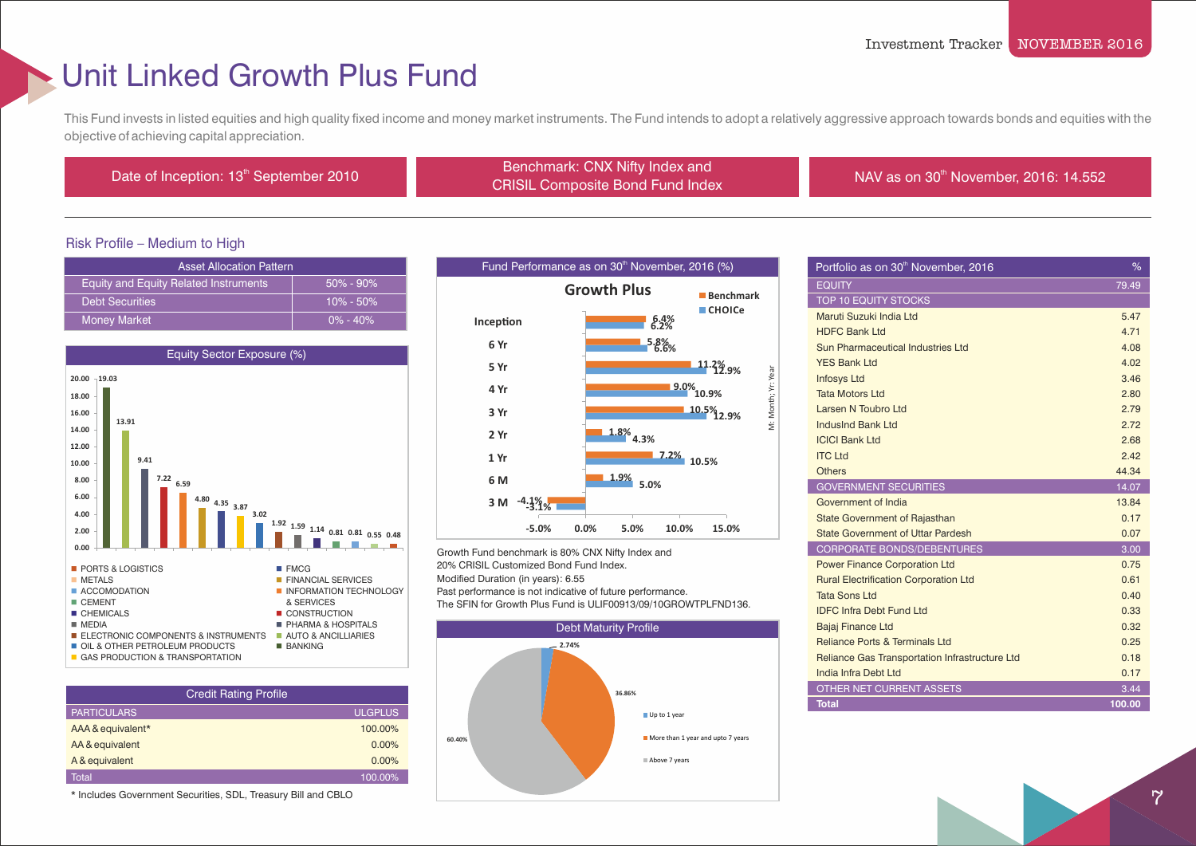# Unit Linked Growth Plus Fund

This Fund invests in listed equities and high quality fixed income and money market instruments. The Fund intends to adopt a relatively aggressive approach towards bonds and equities with the objective of achieving capital appreciation.

Date of Inception: 13th September 2010

Benchmark: CNX Nifty Index and CRISIL Composite Bond Fund Index

NAV as on 30th November, 2016: 14.552

## Risk Profile – Medium to High

| Asset Allocation Pattern | |
|---|---|
| Equity and Equity Related Instruments | 50% - 90% |
| Debt Securities | 10% - 50% |
| Money Market | 0% - 40% |

### Equity Sector Exposure (%)

| Sector | % |
|---|---|
| BANKING | 19.03 |
| AUTO & ANCILLIARIES | 13.91 |
| PHARMA & HOSPITALS | 9.41 |
| CONSTRUCTION | 7.22 |
| INFORMATION TECHNOLOGY & SERVICES | 6.59 |
| FINANCIAL SERVICES | 4.80 |
| FMCG | 4.35 |
| GAS PRODUCTION & TRANSPORTATION | 3.87 |
| OIL & OTHER PETROLEUM PRODUCTS | 3.02 |
| ELECTRONIC COMPONENTS & INSTRUMENTS | 1.92 |
| MEDIA | 1.59 |
| CHEMICALS | 1.14 |
| CEMENT | 0.81 |
| ACCOMODATION | 0.81 |
| METALS | 0.55 |
| PORTS & LOGISTICS | 0.48 |

### Credit Rating Profile

| PARTICULARS | ULGPLUS |
|---|---|
| AAA & equivalent* | 100.00% |
| AA & equivalent | 0.00% |
| A & equivalent | 0.00% |
| Total | 100.00% |

\* Includes Government Securities, SDL, Treasury Bill and CBLO

### Fund Performance as on 30th November, 2016 (%)

Growth Plus

| Period | Benchmark | CHOICe |
|---|---|---|
| Inception | 6.4% | 6.2% |
| 6 Yr | 5.8% | 6.6% |
| 5 Yr | 11.2% | 12.9% |
| 4 Yr | 9.0% | 10.9% |
| 3 Yr | 10.5% | 12.9% |
| 2 Yr | 1.8% | 4.3% |
| 1 Yr | 7.2% | 10.5% |
| 6 M | 1.9% | 5.0% |
| 3 M | -4.1% | -3.1% |

M: Month; Yr: Year

Growth Fund benchmark is 80% CNX Nifty Index and 20% CRISIL Customized Bond Fund Index.
Modified Duration (in years): 6.55
Past performance is not indicative of future performance.
The SFIN for Growth Plus Fund is ULIF00913/09/10GROWTPLFND136.

### Debt Maturity Profile

| Maturity | % |
|---|---|
| Up to 1 year | 2.74% |
| More than 1 year and upto 7 years | 36.86% |
| Above 7 years | 60.40% |

### Portfolio as on 30th November, 2016

| Portfolio | % |
|---|---|
| EQUITY | 79.49 |
| TOP 10 EQUITY STOCKS | |
| Maruti Suzuki India Ltd | 5.47 |
| HDFC Bank Ltd | 4.71 |
| Sun Pharmaceutical Industries Ltd | 4.08 |
| YES Bank Ltd | 4.02 |
| Infosys Ltd | 3.46 |
| Tata Motors Ltd | 2.80 |
| Larsen N Toubro Ltd | 2.79 |
| IndusInd Bank Ltd | 2.72 |
| ICICI Bank Ltd | 2.68 |
| ITC Ltd | 2.42 |
| Others | 44.34 |
| GOVERNMENT SECURITIES | 14.07 |
| Government of India | 13.84 |
| State Government of Rajasthan | 0.17 |
| State Government of Uttar Pardesh | 0.07 |
| CORPORATE BONDS/DEBENTURES | 3.00 |
| Power Finance Corporation Ltd | 0.75 |
| Rural Electrification Corporation Ltd | 0.61 |
| Tata Sons Ltd | 0.40 |
| IDFC Infra Debt Fund Ltd | 0.33 |
| Bajaj Finance Ltd | 0.32 |
| Reliance Ports & Terminals Ltd | 0.25 |
| Reliance Gas Transportation Infrastructure Ltd | 0.18 |
| India Infra Debt Ltd | 0.17 |
| OTHER NET CURRENT ASSETS | 3.44 |
| Total | 100.00 |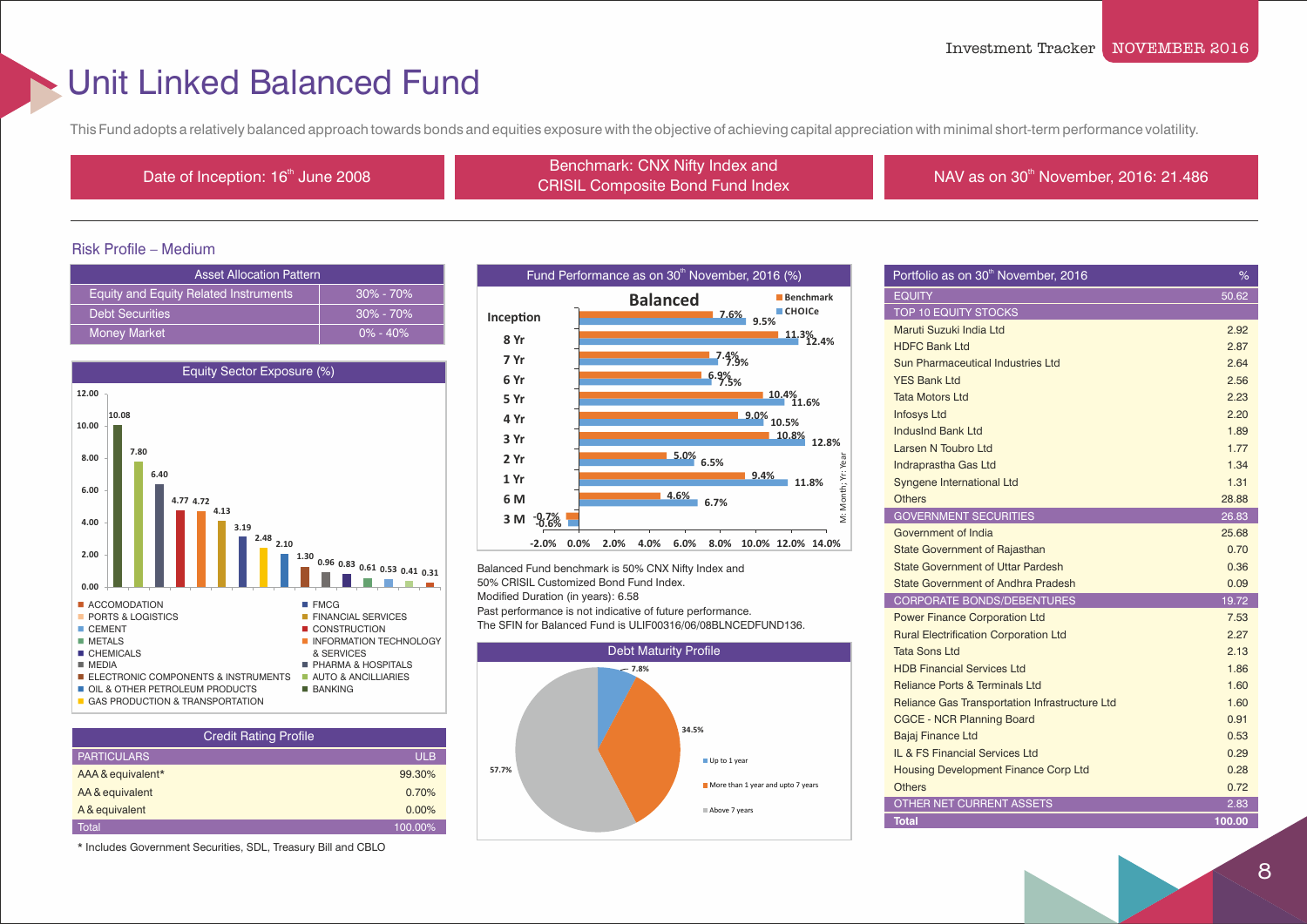# Unit Linked Balanced Fund

This Fund adopts a relatively balanced approach towards bonds and equities exposure with the objective of achieving capital appreciation with minimal short-term performance volatility.

| Date of Inception: 16th June 2008 | Benchmark: CNX Nifty Index and CRISIL Composite Bond Fund Index | NAV as on 30th November, 2016: 21.486 |
|---|---|---|

Risk Profile – Medium

| Asset Allocation Pattern | |
|---|---|
| Equity and Equity Related Instruments | 30% - 70% |
| Debt Securities | 30% - 70% |
| Money Market | 0% - 40% |

**Equity Sector Exposure (%)**

| Sector | % |
|---|---|
| BANKING | 10.08 |
| AUTO & ANCILLIARIES | 7.80 |
| PHARMA & HOSPITALS | 6.40 |
| CONSTRUCTION | 4.77 |
| INFORMATION TECHNOLOGY & SERVICES | 4.72 |
| FINANCIAL SERVICES | 4.13 |
| FMCG | 3.19 |
| GAS PRODUCTION & TRANSPORTATION | 2.48 |
| OIL & OTHER PETROLEUM PRODUCTS | 2.10 |
| ELECTRONIC COMPONENTS & INSTRUMENTS | 1.30 |
| MEDIA | 0.96 |
| CHEMICALS | 0.83 |
| METALS | 0.61 |
| CEMENT | 0.53 |
| PORTS & LOGISTICS | 0.41 |
| ACCOMODATION | 0.31 |

| Credit Rating Profile | |
|---|---|
| PARTICULARS | ULB |
| AAA & equivalent* | 99.30% |
| AA & equivalent | 0.70% |
| A & equivalent | 0.00% |
| Total | 100.00% |

\* Includes Government Securities, SDL, Treasury Bill and CBLO

**Fund Performance as on 30th November, 2016 (%)**

Balanced

| Period | Benchmark | CHOICe |
|---|---|---|
| Inception | 7.6% | 9.5% |
| 8 Yr | 11.3% | 12.4% |
| 7 Yr | 7.4% | 7.9% |
| 6 Yr | 6.9% | 7.5% |
| 5 Yr | 10.4% | 11.6% |
| 4 Yr | 9.0% | 10.5% |
| 3 Yr | 10.8% | 12.8% |
| 2 Yr | 5.0% | 6.5% |
| 1 Yr | 9.4% | 11.8% |
| 6 M | 4.6% | 6.7% |
| 3 M | -0.7% | -0.6% |

M: Month; Yr: Year

Balanced Fund benchmark is 50% CNX Nifty Index and 50% CRISIL Customized Bond Fund Index.
Modified Duration (in years): 6.58
Past performance is not indicative of future performance.
The SFIN for Balanced Fund is ULIF00316/06/08BLNCEDFUND136.

**Debt Maturity Profile**

| Maturity | % |
|---|---|
| Up to 1 year | 7.8% |
| More than 1 year and upto 7 years | 34.5% |
| Above 7 years | 57.7% |

| Portfolio as on 30th November, 2016 | % |
|---|---|
| EQUITY | 50.62 |
| TOP 10 EQUITY STOCKS | |
| Maruti Suzuki India Ltd | 2.92 |
| HDFC Bank Ltd | 2.87 |
| Sun Pharmaceutical Industries Ltd | 2.64 |
| YES Bank Ltd | 2.56 |
| Tata Motors Ltd | 2.23 |
| Infosys Ltd | 2.20 |
| IndusInd Bank Ltd | 1.89 |
| Larsen N Toubro Ltd | 1.77 |
| Indraprastha Gas Ltd | 1.34 |
| Syngene International Ltd | 1.31 |
| Others | 28.88 |
| GOVERNMENT SECURITIES | 26.83 |
| Government of India | 25.68 |
| State Government of Rajasthan | 0.70 |
| State Government of Uttar Pardesh | 0.36 |
| State Government of Andhra Pradesh | 0.09 |
| CORPORATE BONDS/DEBENTURES | 19.72 |
| Power Finance Corporation Ltd | 7.53 |
| Rural Electrification Corporation Ltd | 2.27 |
| Tata Sons Ltd | 2.13 |
| HDB Financial Services Ltd | 1.86 |
| Reliance Ports & Terminals Ltd | 1.60 |
| Reliance Gas Transportation Infrastructure Ltd | 1.60 |
| CGCE - NCR Planning Board | 0.91 |
| Bajaj Finance Ltd | 0.53 |
| IL & FS Financial Services Ltd | 0.29 |
| Housing Development Finance Corp Ltd | 0.28 |
| Others | 0.72 |
| OTHER NET CURRENT ASSETS | 2.83 |
| **Total** | **100.00** |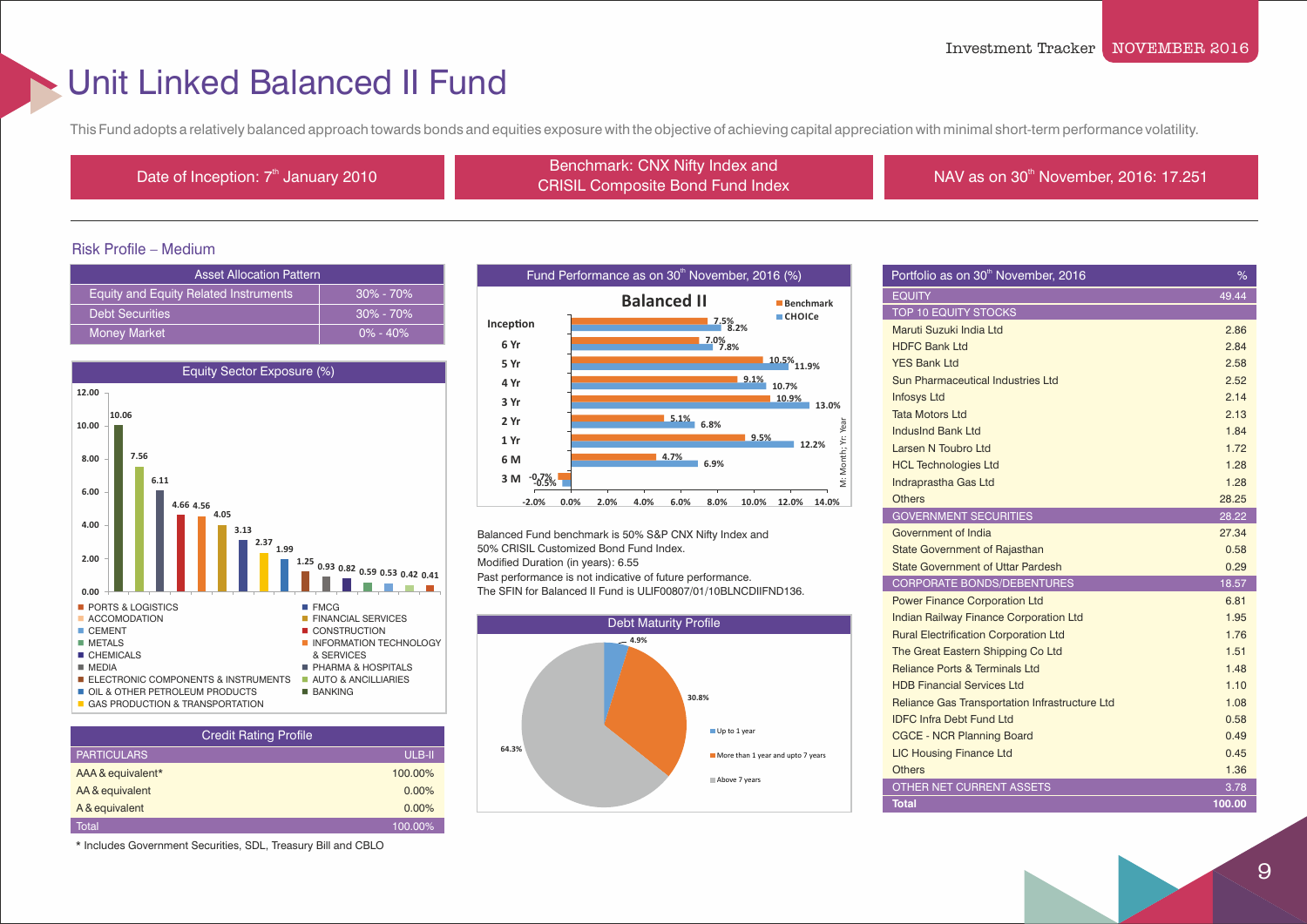# Unit Linked Balanced II Fund

This Fund adopts a relatively balanced approach towards bonds and equities exposure with the objective of achieving capital appreciation with minimal short-term performance volatility.

| Date of Inception: 7th January 2010 | Benchmark: CNX Nifty Index and CRISIL Composite Bond Fund Index | NAV as on 30th November, 2016: 17.251 |
|---|---|---|

Risk Profile – Medium

| Asset Allocation Pattern | |
|---|---|
| Equity and Equity Related Instruments | 30% - 70% |
| Debt Securities | 30% - 70% |
| Money Market | 0% - 40% |

**Equity Sector Exposure (%)**

| Sector | % |
|---|---|
| BANKING | 10.06 |
| AUTO & ANCILLIARIES | 7.56 |
| PHARMA & HOSPITALS | 6.11 |
| CONSTRUCTION | 4.66 |
| INFORMATION TECHNOLOGY & SERVICES | 4.56 |
| FINANCIAL SERVICES | 4.05 |
| CHEMICALS | 3.13 |
| GAS PRODUCTION & TRANSPORTATION | 2.37 |
| OIL & OTHER PETROLEUM PRODUCTS | 1.99 |
| ELECTRONIC COMPONENTS & INSTRUMENTS | 1.25 |
| MEDIA | 0.93 |
| FMCG | 0.82 |
| METALS | 0.59 |
| CEMENT | 0.53 |
| ACCOMODATION | 0.42 |
| PORTS & LOGISTICS | 0.41 |

| Credit Rating Profile | |
|---|---|
| PARTICULARS | ULB-II |
| AAA & equivalent* | 100.00% |
| AA & equivalent | 0.00% |
| A & equivalent | 0.00% |
| Total | 100.00% |

\* Includes Government Securities, SDL, Treasury Bill and CBLO

**Fund Performance as on 30th November, 2016 (%)**

Balanced II

| Period | Benchmark | CHOICe |
|---|---|---|
| Inception | 7.5% | 8.2% |
| 6 Yr | 7.0% | 7.8% |
| 5 Yr | 10.5% | 11.9% |
| 4 Yr | 9.1% | 10.7% |
| 3 Yr | 10.9% | 13.0% |
| 2 Yr | 5.1% | 6.8% |
| 1 Yr | 9.5% | 12.2% |
| 6 M | 4.7% | 6.9% |
| 3 M | -0.7% | -0.5% |

M: Month; Yr: Year

Balanced Fund benchmark is 50% S&P CNX Nifty Index and 50% CRISIL Customized Bond Fund Index.
Modified Duration (in years): 6.55
Past performance is not indicative of future performance.
The SFIN for Balanced II Fund is ULIF00807/01/10BLNCDIIFND136.

**Debt Maturity Profile**

| Maturity | % |
|---|---|
| Up to 1 year | 4.9% |
| More than 1 year and upto 7 years | 30.8% |
| Above 7 years | 64.3% |

| Portfolio as on 30th November, 2016 | % |
|---|---|
| EQUITY | 49.44 |
| TOP 10 EQUITY STOCKS | |
| Maruti Suzuki India Ltd | 2.86 |
| HDFC Bank Ltd | 2.84 |
| YES Bank Ltd | 2.58 |
| Sun Pharmaceutical Industries Ltd | 2.52 |
| Infosys Ltd | 2.14 |
| Tata Motors Ltd | 2.13 |
| IndusInd Bank Ltd | 1.84 |
| Larsen N Toubro Ltd | 1.72 |
| HCL Technologies Ltd | 1.28 |
| Indraprastha Gas Ltd | 1.28 |
| Others | 28.25 |
| GOVERNMENT SECURITIES | 28.22 |
| Government of India | 27.34 |
| State Government of Rajasthan | 0.58 |
| State Government of Uttar Pardesh | 0.29 |
| CORPORATE BONDS/DEBENTURES | 18.57 |
| Power Finance Corporation Ltd | 6.81 |
| Indian Railway Finance Corporation Ltd | 1.95 |
| Rural Electrification Corporation Ltd | 1.76 |
| The Great Eastern Shipping Co Ltd | 1.51 |
| Reliance Ports & Terminals Ltd | 1.48 |
| HDB Financial Services Ltd | 1.10 |
| Reliance Gas Transportation Infrastructure Ltd | 1.08 |
| IDFC Infra Debt Fund Ltd | 0.58 |
| CGCE - NCR Planning Board | 0.49 |
| LIC Housing Finance Ltd | 0.45 |
| Others | 1.36 |
| OTHER NET CURRENT ASSETS | 3.78 |
| **Total** | **100.00** |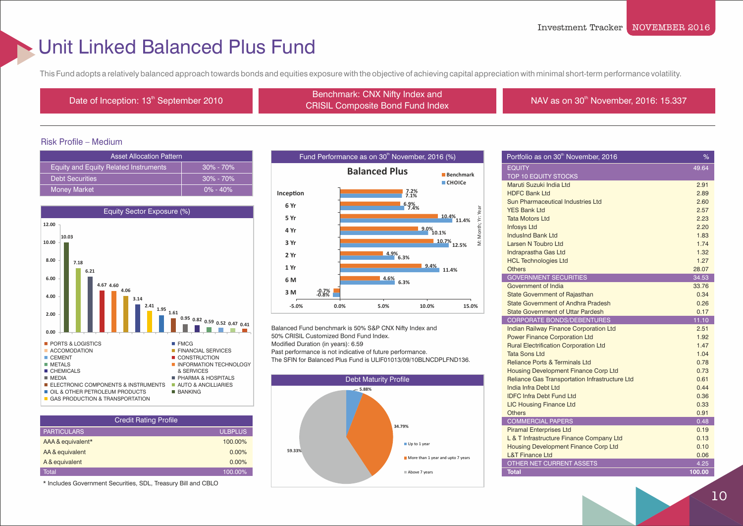# Unit Linked Balanced Plus Fund

This Fund adopts a relatively balanced approach towards bonds and equities exposure with the objective of achieving capital appreciation with minimal short-term performance volatility.

| Date of Inception: 13th September 2010 | Benchmark: CNX Nifty Index and CRISIL Composite Bond Fund Index | NAV as on 30th November, 2016: 15.337 |
|---|---|---|

## Risk Profile – Medium

| Asset Allocation Pattern | |
|---|---|
| Equity and Equity Related Instruments | 30% - 70% |
| Debt Securities | 30% - 70% |
| Money Market | 0% - 40% |

### Equity Sector Exposure (%)

| Sector | % |
|---|---|
| BANKING | 10.03 |
| AUTO & ANCILLIARIES | 7.18 |
| PHARMA & HOSPITALS | 6.21 |
| CONSTRUCTION | 4.67 |
| INFORMATION TECHNOLOGY & SERVICES | 4.60 |
| FINANCIAL SERVICES | 4.06 |
| CHEMICALS | 3.14 |
| GAS PRODUCTION & TRANSPORTATION | 2.41 |
| OIL & OTHER PETROLEUM PRODUCTS | 1.95 |
| ELECTRONIC COMPONENTS & INSTRUMENTS | 1.61 |
| MEDIA | 0.95 |
| FMCG | 0.82 |
| METALS | 0.59 |
| CEMENT | 0.52 |
| ACCOMODATION | 0.47 |
| PORTS & LOGISTICS | 0.41 |

### Credit Rating Profile

| PARTICULARS | ULBPLUS |
|---|---|
| AAA & equivalent* | 100.00% |
| AA & equivalent | 0.00% |
| A & equivalent | 0.00% |
| Total | 100.00% |

\* Includes Government Securities, SDL, Treasury Bill and CBLO

### Fund Performance as on 30th November, 2016 (%)

**Balanced Plus**

| Period | Benchmark | CHOICe |
|---|---|---|
| Inception | 7.2% | 7.1% |
| 6 Yr | 6.9% | 7.4% |
| 5 Yr | 10.4% | 11.4% |
| 4 Yr | 9.0% | 10.1% |
| 3 Yr | 10.7% | 12.5% |
| 2 Yr | 4.9% | 6.3% |
| 1 Yr | 9.4% | 11.4% |
| 6 M | 4.6% | 6.3% |
| 3 M | -0.7% | -0.8% |

M: Month; Yr: Year

Balanced Fund benchmark is 50% S&P CNX Nifty Index and 50% CRISIL Customized Bond Fund Index.
Modified Duration (in years): 6.59
Past performance is not indicative of future performance.
The SFIN for Balanced Plus Fund is ULIF01013/09/10BLNCDPLFND136.

### Debt Maturity Profile

| Maturity | % |
|---|---|
| Up to 1 year | 5.88% |
| More than 1 year and upto 7 years | 34.79% |
| Above 7 years | 59.33% |

### Portfolio as on 30th November, 2016

| Portfolio as on 30th November, 2016 | % |
|---|---|
| EQUITY | 49.64 |
| TOP 10 EQUITY STOCKS | |
| Maruti Suzuki India Ltd | 2.91 |
| HDFC Bank Ltd | 2.89 |
| Sun Pharmaceutical Industries Ltd | 2.60 |
| YES Bank Ltd | 2.57 |
| Tata Motors Ltd | 2.23 |
| Infosys Ltd | 2.20 |
| IndusInd Bank Ltd | 1.83 |
| Larsen N Toubro Ltd | 1.74 |
| Indraprastha Gas Ltd | 1.32 |
| HCL Technologies Ltd | 1.27 |
| Others | 28.07 |
| GOVERNMENT SECURITIES | 34.53 |
| Government of India | 33.76 |
| State Government of Rajasthan | 0.34 |
| State Government of Andhra Pradesh | 0.26 |
| State Government of Uttar Pardesh | 0.17 |
| CORPORATE BONDS/DEBENTURES | 11.10 |
| Indian Railway Finance Corporation Ltd | 2.51 |
| Power Finance Corporation Ltd | 1.92 |
| Rural Electrification Corporation Ltd | 1.47 |
| Tata Sons Ltd | 1.04 |
| Reliance Ports & Terminals Ltd | 0.78 |
| Housing Development Finance Corp Ltd | 0.73 |
| Reliance Gas Transportation Infrastructure Ltd | 0.61 |
| India Infra Debt Ltd | 0.44 |
| IDFC Infra Debt Fund Ltd | 0.36 |
| LIC Housing Finance Ltd | 0.33 |
| Others | 0.91 |
| COMMERCIAL PAPERS | 0.48 |
| Piramal Enterprises Ltd | 0.19 |
| L & T Infrastructure Finance Company Ltd | 0.13 |
| Housing Development Finance Corp Ltd | 0.10 |
| L&T Finance Ltd | 0.06 |
| OTHER NET CURRENT ASSETS | 4.25 |
| Total | 100.00 |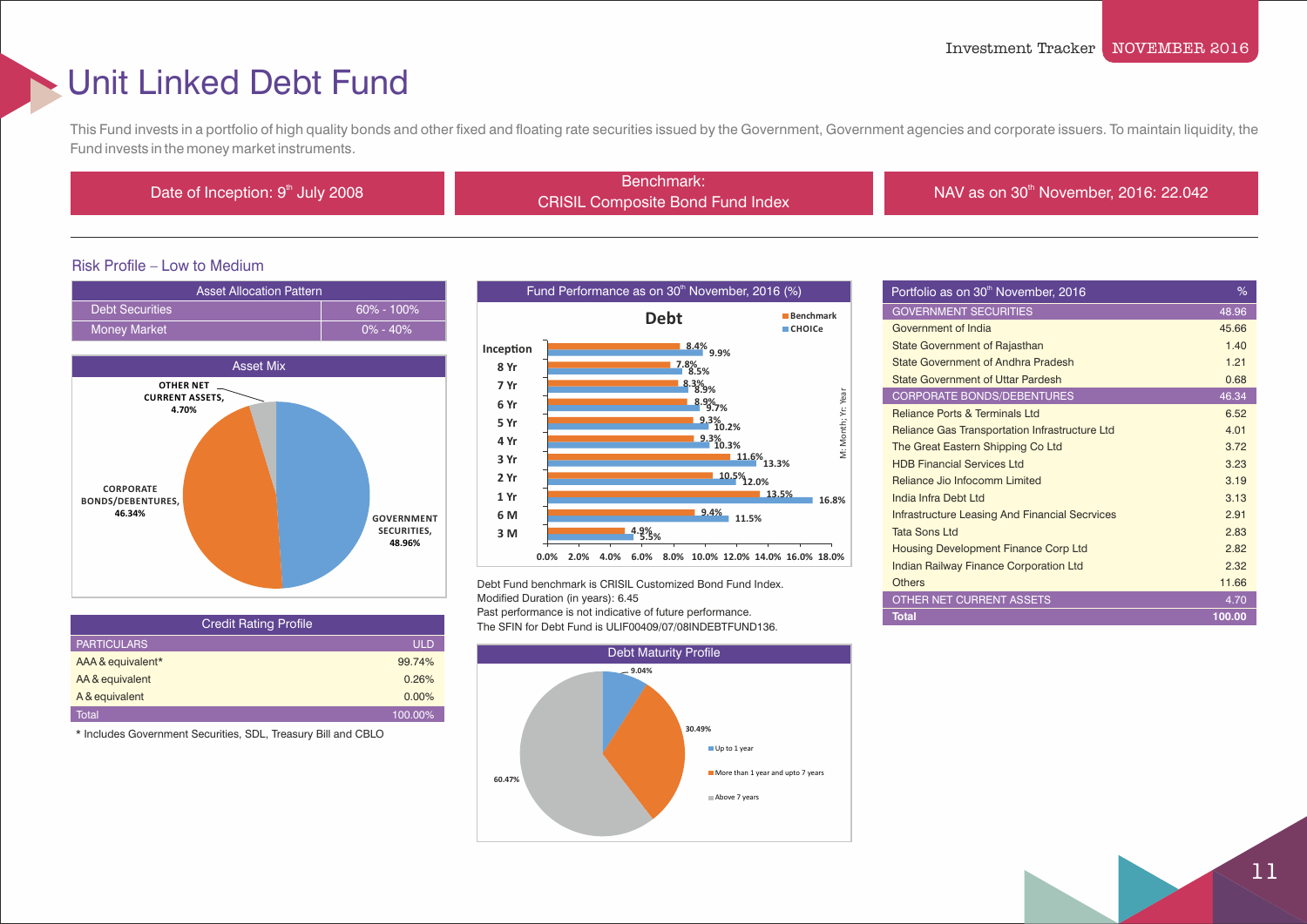# Unit Linked Debt Fund

This Fund invests in a portfolio of high quality bonds and other fixed and floating rate securities issued by the Government, Government agencies and corporate issuers. To maintain liquidity, the Fund invests in the money market instruments.

| Date of Inception: 9th July 2008 | Benchmark: CRISIL Composite Bond Fund Index | NAV as on 30th November, 2016: 22.042 |
|---|---|---|

Risk Profile – Low to Medium

| Asset Allocation Pattern | |
|---|---|
| Debt Securities | 60% - 100% |
| Money Market | 0% - 40% |

**Asset Mix**

| Asset | % |
|---|---|
| GOVERNMENT SECURITIES | 48.96% |
| CORPORATE BONDS/DEBENTURES | 46.34% |
| OTHER NET CURRENT ASSETS | 4.70% |

**Credit Rating Profile**

| PARTICULARS | ULD |
|---|---|
| AAA & equivalent* | 99.74% |
| AA & equivalent | 0.26% |
| A & equivalent | 0.00% |
| Total | 100.00% |

\* Includes Government Securities, SDL, Treasury Bill and CBLO

**Fund Performance as on 30th November, 2016 (%)**

Debt

| Period | Benchmark | CHOICe |
|---|---|---|
| Inception | 8.4% | 9.9% |
| 8 Yr | 7.8% | 8.5% |
| 7 Yr | 8.3% | 8.9% |
| 6 Yr | 8.9% | 9.7% |
| 5 Yr | 9.3% | 10.2% |
| 4 Yr | 9.3% | 10.3% |
| 3 Yr | 11.6% | 13.3% |
| 2 Yr | 10.5% | 12.0% |
| 1 Yr | 13.5% | 16.8% |
| 6 M | 9.4% | 11.5% |
| 3 M | 4.9% | 5.5% |

M: Month; Yr: Year

Debt Fund benchmark is CRISIL Customized Bond Fund Index.
Modified Duration (in years): 6.45
Past performance is not indicative of future performance.
The SFIN for Debt Fund is ULIF00409/07/08INDEBTFUND136.

**Debt Maturity Profile**

| Maturity | % |
|---|---|
| Up to 1 year | 9.04% |
| More than 1 year and upto 7 years | 30.49% |
| Above 7 years | 60.47% |

| Portfolio as on 30th November, 2016 | % |
|---|---|
| GOVERNMENT SECURITIES | 48.96 |
| Government of India | 45.66 |
| State Government of Rajasthan | 1.40 |
| State Government of Andhra Pradesh | 1.21 |
| State Government of Uttar Pardesh | 0.68 |
| CORPORATE BONDS/DEBENTURES | 46.34 |
| Reliance Ports & Terminals Ltd | 6.52 |
| Reliance Gas Transportation Infrastructure Ltd | 4.01 |
| The Great Eastern Shipping Co Ltd | 3.72 |
| HDB Financial Services Ltd | 3.23 |
| Reliance Jio Infocomm Limited | 3.19 |
| India Infra Debt Ltd | 3.13 |
| Infrastructure Leasing And Financial Secrvices | 2.91 |
| Tata Sons Ltd | 2.83 |
| Housing Development Finance Corp Ltd | 2.82 |
| Indian Railway Finance Corporation Ltd | 2.32 |
| Others | 11.66 |
| OTHER NET CURRENT ASSETS | 4.70 |
| Total | 100.00 |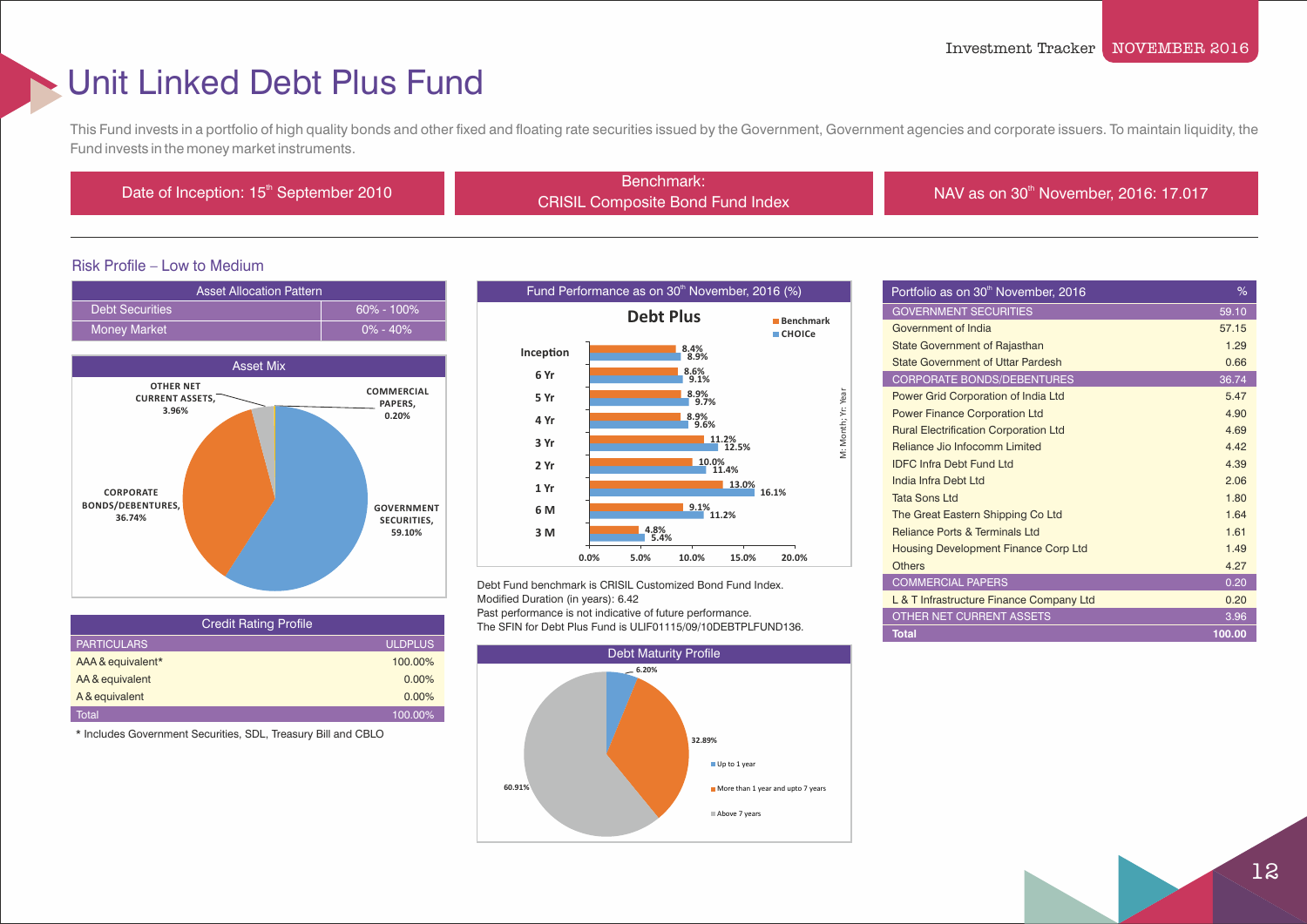# Unit Linked Debt Plus Fund

This Fund invests in a portfolio of high quality bonds and other fixed and floating rate securities issued by the Government, Government agencies and corporate issuers. To maintain liquidity, the Fund invests in the money market instruments.

| Date of Inception: 15th September 2010 | Benchmark: CRISIL Composite Bond Fund Index | NAV as on 30th November, 2016: 17.017 |
|---|---|---|

Risk Profile – Low to Medium

| Asset Allocation Pattern | |
|---|---|
| Debt Securities | 60% - 100% |
| Money Market | 0% - 40% |

**Asset Mix**

| Asset | % |
|---|---|
| Government Securities | 59.10% |
| Corporate Bonds/Debentures | 36.74% |
| Other Net Current Assets | 3.96% |
| Commercial Papers | 0.20% |

| Credit Rating Profile | |
|---|---|
| PARTICULARS | ULDPLUS |
| AAA & equivalent* | 100.00% |
| AA & equivalent | 0.00% |
| A & equivalent | 0.00% |
| Total | 100.00% |

\* Includes Government Securities, SDL, Treasury Bill and CBLO

**Fund Performance as on 30th November, 2016 (%)**

Debt Plus

| Period | Benchmark | CHOICe |
|---|---|---|
| Inception | 8.4% | 8.9% |
| 6 Yr | 8.6% | 9.1% |
| 5 Yr | 8.9% | 9.7% |
| 4 Yr | 8.9% | 9.6% |
| 3 Yr | 11.2% | 12.5% |
| 2 Yr | 10.0% | 11.4% |
| 1 Yr | 13.0% | 16.1% |
| 6 M | 9.1% | 11.2% |
| 3 M | 4.8% | 5.4% |

M: Month; Yr: Year

Debt Fund benchmark is CRISIL Customized Bond Fund Index.
Modified Duration (in years): 6.42
Past performance is not indicative of future performance.
The SFIN for Debt Plus Fund is ULIF01115/09/10DEBTPLFUND136.

**Debt Maturity Profile**

| Maturity | % |
|---|---|
| Up to 1 year | 6.20% |
| More than 1 year and upto 7 years | 32.89% |
| Above 7 years | 60.91% |

| Portfolio as on 30th November, 2016 | % |
|---|---|
| GOVERNMENT SECURITIES | 59.10 |
| Government of India | 57.15 |
| State Government of Rajasthan | 1.29 |
| State Government of Uttar Pardesh | 0.66 |
| CORPORATE BONDS/DEBENTURES | 36.74 |
| Power Grid Corporation of India Ltd | 5.47 |
| Power Finance Corporation Ltd | 4.90 |
| Rural Electrification Corporation Ltd | 4.69 |
| Reliance Jio Infocomm Limited | 4.42 |
| IDFC Infra Debt Fund Ltd | 4.39 |
| India Infra Debt Ltd | 2.06 |
| Tata Sons Ltd | 1.80 |
| The Great Eastern Shipping Co Ltd | 1.64 |
| Reliance Ports & Terminals Ltd | 1.61 |
| Housing Development Finance Corp Ltd | 1.49 |
| Others | 4.27 |
| COMMERCIAL PAPERS | 0.20 |
| L & T Infrastructure Finance Company Ltd | 0.20 |
| OTHER NET CURRENT ASSETS | 3.96 |
| **Total** | **100.00** |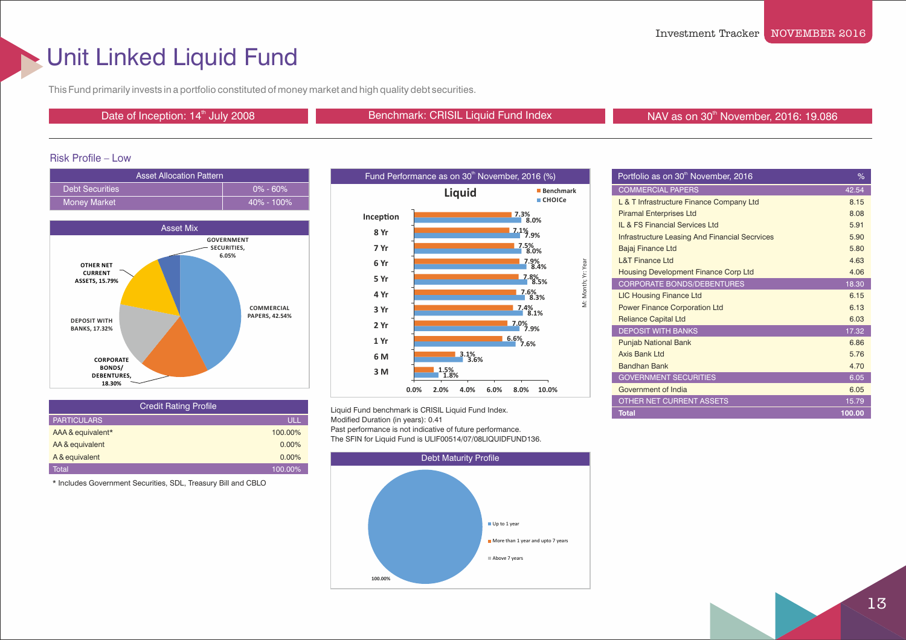# Unit Linked Liquid Fund

This Fund primarily invests in a portfolio constituted of money market and high quality debt securities.

| Date of Inception: 14th July 2008 | Benchmark: CRISIL Liquid Fund Index | NAV as on 30th November, 2016: 19.086 |
|---|---|---|

## Risk Profile – Low

| Asset Allocation Pattern | |
|---|---|
| Debt Securities | 0% - 60% |
| Money Market | 40% - 100% |

**Asset Mix**

- GOVERNMENT SECURITIES, 6.05%
- COMMERCIAL PAPERS, 42.54%
- CORPORATE BONDS/ DEBENTURES, 18.30%
- DEPOSIT WITH BANKS, 17.32%
- OTHER NET CURRENT ASSETS, 15.79%

**Credit Rating Profile**

| PARTICULARS | ULL |
|---|---|
| AAA & equivalent* | 100.00% |
| AA & equivalent | 0.00% |
| A & equivalent | 0.00% |
| Total | 100.00% |

\* Includes Government Securities, SDL, Treasury Bill and CBLO

**Fund Performance as on 30th November, 2016 (%)**

Liquid

| Period | Benchmark | CHOICe |
|---|---|---|
| Inception | 7.3% | 8.0% |
| 8 Yr | 7.1% | 7.9% |
| 7 Yr | 7.5% | 8.0% |
| 6 Yr | 7.9% | 8.4% |
| 5 Yr | 7.8% | 8.5% |
| 4 Yr | 7.6% | 8.3% |
| 3 Yr | 7.4% | 8.1% |
| 2 Yr | 7.0% | 7.9% |
| 1 Yr | 6.6% | 7.6% |
| 6 M | 3.1% | 3.6% |
| 3 M | 1.5% | 1.8% |

M: Month; Yr: Year

Liquid Fund benchmark is CRISIL Liquid Fund Index.
Modified Duration (in years): 0.41
Past performance is not indicative of future performance.
The SFIN for Liquid Fund is ULIF00514/07/08LIQUIDFUND136.

**Debt Maturity Profile**

- Up to 1 year: 100.00%
- More than 1 year and upto 7 years
- Above 7 years

| Portfolio as on 30th November, 2016 | % |
|---|---|
| COMMERCIAL PAPERS | 42.54 |
| L & T Infrastructure Finance Company Ltd | 8.15 |
| Piramal Enterprises Ltd | 8.08 |
| IL & FS Financial Services Ltd | 5.91 |
| Infrastructure Leasing And Financial Secrvices | 5.90 |
| Bajaj Finance Ltd | 5.80 |
| L&T Finance Ltd | 4.63 |
| Housing Development Finance Corp Ltd | 4.06 |
| CORPORATE BONDS/DEBENTURES | 18.30 |
| LIC Housing Finance Ltd | 6.15 |
| Power Finance Corporation Ltd | 6.13 |
| Reliance Capital Ltd | 6.03 |
| DEPOSIT WITH BANKS | 17.32 |
| Punjab National Bank | 6.86 |
| Axis Bank Ltd | 5.76 |
| Bandhan Bank | 4.70 |
| GOVERNMENT SECURITIES | 6.05 |
| Government of India | 6.05 |
| OTHER NET CURRENT ASSETS | 15.79 |
| **Total** | **100.00** |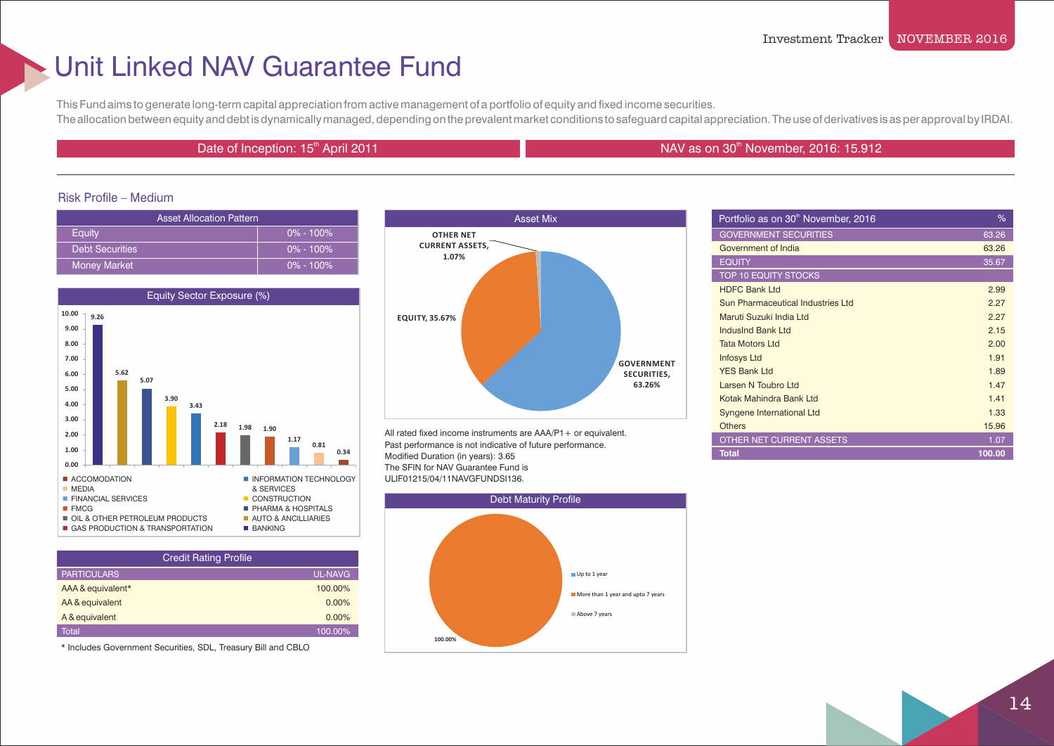# Unit Linked NAV Guarantee Fund

This Fund aims to generate long-term capital appreciation from active management of a portfolio of equity and fixed income securities.
The allocation between equity and debt is dynamically managed, depending on the prevalent market conditions to safeguard capital appreciation. The use of derivatives is as per approval by IRDAI.

Date of Inception: 15th April 2011

NAV as on 30th November, 2016: 15.912

Risk Profile – Medium

| Asset Allocation Pattern | |
|---|---|
| Equity | 0% - 100% |
| Debt Securities | 0% - 100% |
| Money Market | 0% - 100% |

## Equity Sector Exposure (%)

| Sector | % |
|---|---|
| BANKING | 9.26 |
| AUTO & ANCILLIARIES | 5.62 |
| PHARMA & HOSPITALS | 5.07 |
| CONSTRUCTION | 3.90 |
| INFORMATION TECHNOLOGY & SERVICES | 3.43 |
| GAS PRODUCTION & TRANSPORTATION | 2.18 |
| OIL & OTHER PETROLEUM PRODUCTS | 1.98 |
| FMCG | 1.90 |
| FINANCIAL SERVICES | 1.17 |
| MEDIA | 0.81 |
| ACCOMODATION | 0.34 |

## Credit Rating Profile

| PARTICULARS | UL-NAVG |
|---|---|
| AAA & equivalent* | 100.00% |
| AA & equivalent | 0.00% |
| A & equivalent | 0.00% |
| Total | 100.00% |

* Includes Government Securities, SDL, Treasury Bill and CBLO

## Asset Mix

| Asset | % |
|---|---|
| GOVERNMENT SECURITIES | 63.26% |
| EQUITY | 35.67% |
| OTHER NET CURRENT ASSETS | 1.07% |

All rated fixed income instruments are AAA/P1+ or equivalent.
Past performance is not indicative of future performance.
Modified Duration (in years): 3.65
The SFIN for NAV Guarantee Fund is ULIF01215/04/11NAVGFUNDSI136.

## Debt Maturity Profile

| Maturity | % |
|---|---|
| Up to 1 year | |
| More than 1 year and upto 7 years | 100.00% |
| Above 7 years | |

| Portfolio as on 30th November, 2016 | % |
|---|---|
| GOVERNMENT SECURITIES | 63.26 |
| Government of India | 63.26 |
| EQUITY | 35.67 |
| TOP 10 EQUITY STOCKS | |
| HDFC Bank Ltd | 2.99 |
| Sun Pharmaceutical Industries Ltd | 2.27 |
| Maruti Suzuki India Ltd | 2.27 |
| IndusInd Bank Ltd | 2.15 |
| Tata Motors Ltd | 2.00 |
| Infosys Ltd | 1.91 |
| YES Bank Ltd | 1.89 |
| Larsen N Toubro Ltd | 1.47 |
| Kotak Mahindra Bank Ltd | 1.41 |
| Syngene International Ltd | 1.33 |
| Others | 15.96 |
| OTHER NET CURRENT ASSETS | 1.07 |
| Total | 100.00 |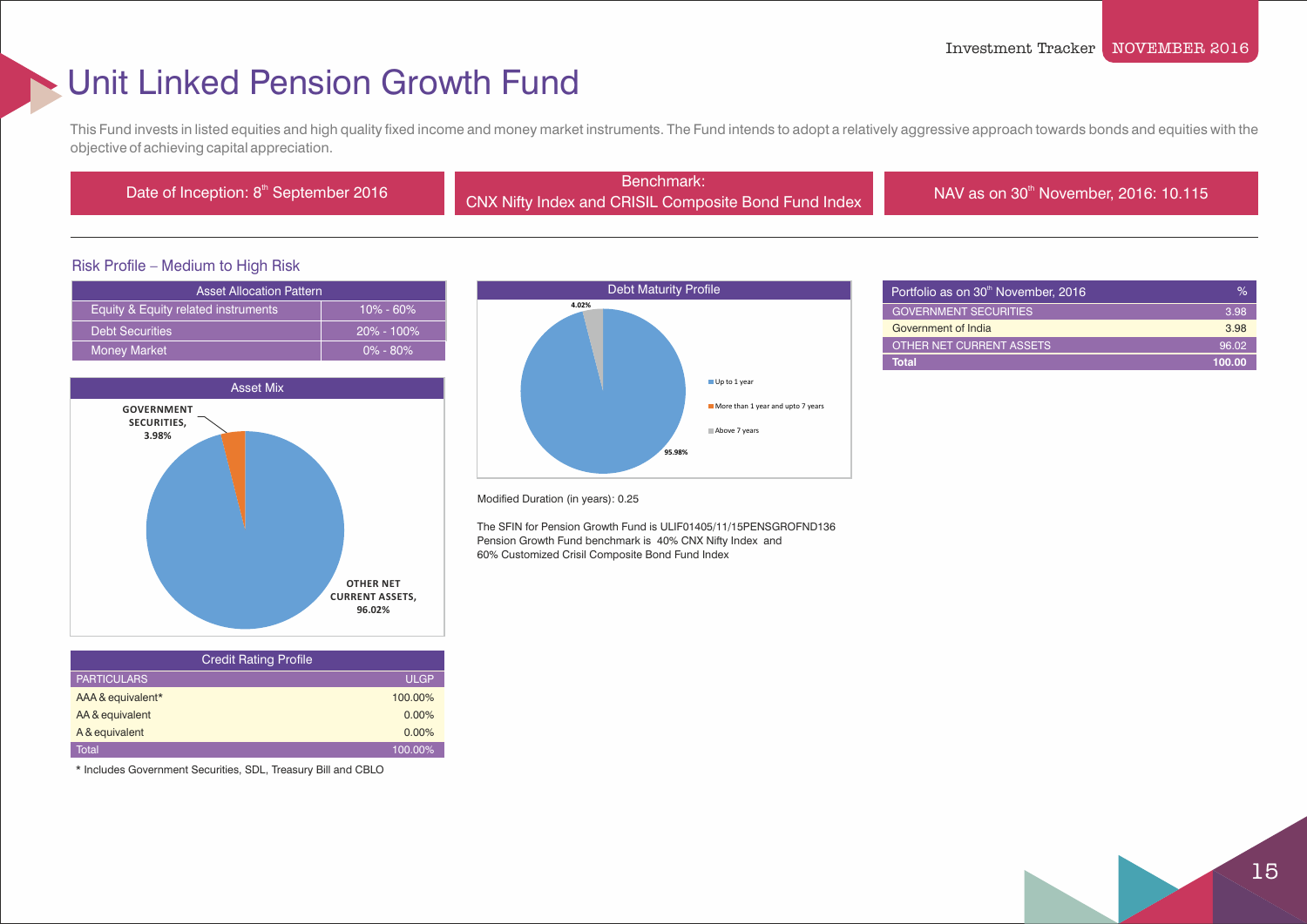# Unit Linked Pension Growth Fund

This Fund invests in listed equities and high quality fixed income and money market instruments. The Fund intends to adopt a relatively aggressive approach towards bonds and equities with the objective of achieving capital appreciation.

**Date of Inception: 8th September 2016**

**Benchmark: CNX Nifty Index and CRISIL Composite Bond Fund Index**

**NAV as on 30th November, 2016: 10.115**

Risk Profile – Medium to High Risk

| Asset Allocation Pattern | |
|---|---|
| Equity & Equity related instruments | 10% - 60% |
| Debt Securities | 20% - 100% |
| Money Market | 0% - 80% |

**Asset Mix**

- GOVERNMENT SECURITIES, 3.98%
- OTHER NET CURRENT ASSETS, 96.02%

| Credit Rating Profile | |
|---|---|
| PARTICULARS | ULGP |
| AAA & equivalent* | 100.00% |
| AA & equivalent | 0.00% |
| A & equivalent | 0.00% |
| Total | 100.00% |

* Includes Government Securities, SDL, Treasury Bill and CBLO

**Debt Maturity Profile**

- Up to 1 year: 95.98%
- More than 1 year and upto 7 years
- Above 7 years: 4.02%

Modified Duration (in years): 0.25

The SFIN for Pension Growth Fund is ULIF01405/11/15PENSGROFND136
Pension Growth Fund benchmark is 40% CNX Nifty Index and 60% Customized Crisil Composite Bond Fund Index

| Portfolio as on 30th November, 2016 | % |
|---|---|
| GOVERNMENT SECURITIES | 3.98 |
| Government of India | 3.98 |
| OTHER NET CURRENT ASSETS | 96.02 |
| **Total** | **100.00** |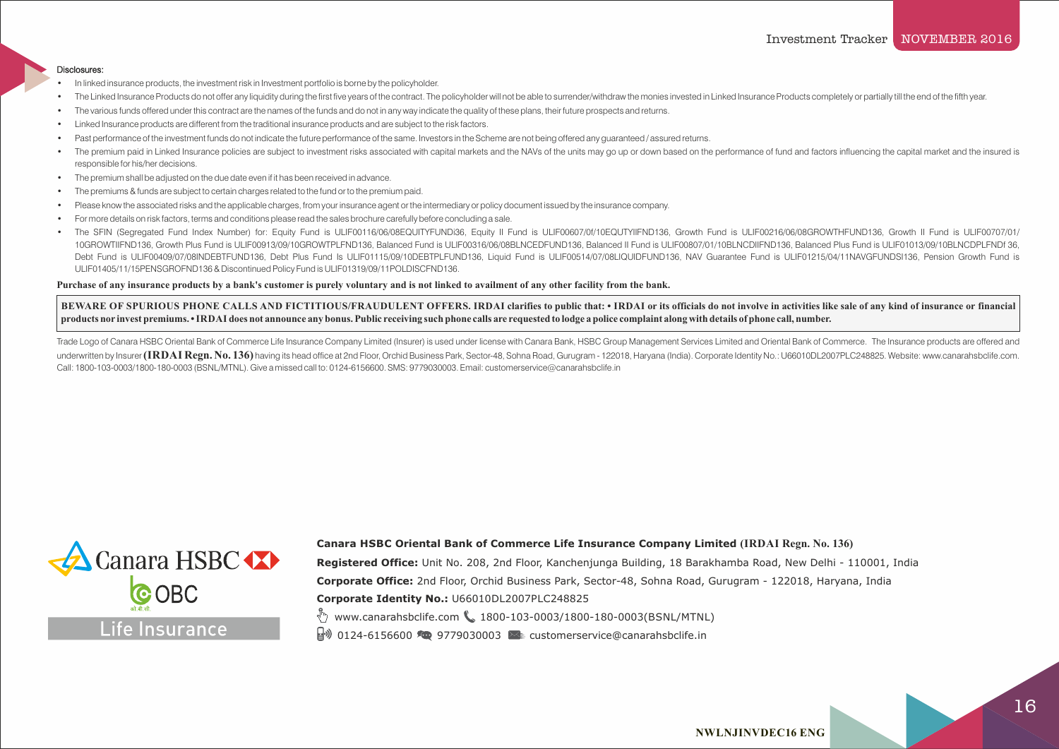Disclosures:

- In linked insurance products, the investment risk in Investment portfolio is borne by the policyholder.
- The Linked Insurance Products do not offer any liquidity during the first five years of the contract. The policyholder will not be able to surrender/withdraw the monies invested in Linked Insurance Products completely or partially till the end of the fifth year.
- The various funds offered under this contract are the names of the funds and do not in any way indicate the quality of these plans, their future prospects and returns.
- Linked Insurance products are different from the traditional insurance products and are subject to the risk factors.
- Past performance of the investment funds do not indicate the future performance of the same. Investors in the Scheme are not being offered any guaranteed / assured returns.
- The premium paid in Linked Insurance policies are subject to investment risks associated with capital markets and the NAVs of the units may go up or down based on the performance of fund and factors influencing the capital market and the insured is responsible for his/her decisions.
- The premium shall be adjusted on the due date even if it has been received in advance.
- The premiums & funds are subject to certain charges related to the fund or to the premium paid.
- Please know the associated risks and the applicable charges, from your insurance agent or the intermediary or policy document issued by the insurance company.
- For more details on risk factors, terms and conditions please read the sales brochure carefully before concluding a sale.
- The SFIN (Segregated Fund Index Number) for: Equity Fund is ULIF00116/06/08EQUITYFUNDi36, Equity II Fund is ULIF00607/0f/10EQUTYIIFND136, Growth Fund is ULIF00216/06/08GROWTHFUND136, Growth II Fund is ULIF00707/01/10GROWTIIFND136, Growth Plus Fund is ULIF00913/09/10GROWTPLFND136, Balanced Fund is ULIF00316/06/08BLNCEDFUND136, Balanced II Fund is ULIF00807/01/10BLNCDIIFND136, Balanced Plus Fund is ULIF01013/09/10BLNCDPLFNDf 36, Debt Fund is ULIF00409/07/08INDEBTFUND136, Debt Plus Fund Is ULIF01115/09/10DEBTPLFUND136, Liquid Fund is ULIF00514/07/08LIQUIDFUND136, NAV Guarantee Fund is ULIF01215/04/11NAVGFUNDSI136, Pension Growth Fund is ULIF01405/11/15PENSGROFND136 & Discontinued Policy Fund is ULIF01319/09/11POLDISCFND136.

**Purchase of any insurance products by a bank's customer is purely voluntary and is not linked to availment of any other facility from the bank.**

**BEWARE OF SPURIOUS PHONE CALLS AND FICTITIOUS/FRAUDULENT OFFERS. IRDAI clarifies to public that: • IRDAI or its officials do not involve in activities like sale of any kind of insurance or financial products nor invest premiums. • IRDAI does not announce any bonus. Public receiving such phone calls are requested to lodge a police complaint along with details of phone call, number.**

Trade Logo of Canara HSBC Oriental Bank of Commerce Life Insurance Company Limited (Insurer) is used under license with Canara Bank, HSBC Group Management Services Limited and Oriental Bank of Commerce. The Insurance products are offered and underwritten by Insurer **(IRDAI Regn. No. 136)** having its head office at 2nd Floor, Orchid Business Park, Sector-48, Sohna Road, Gurugram - 122018, Haryana (India). Corporate Identity No.: U66010DL2007PLC248825. Website: www.canarahsbclife.com. Call: 1800-103-0003/1800-180-0003 (BSNL/MTNL). Give a missed call to: 0124-6156600. SMS: 9779030003. Email: customerservice@canarahsbclife.in

Canara HSBC OBC Life Insurance

**Canara HSBC Oriental Bank of Commerce Life Insurance Company Limited (IRDAI Regn. No. 136)**

**Registered Office:** Unit No. 208, 2nd Floor, Kanchenjunga Building, 18 Barakhamba Road, New Delhi - 110001, India

**Corporate Office:** 2nd Floor, Orchid Business Park, Sector-48, Sohna Road, Gurugram - 122018, Haryana, India

**Corporate Identity No.:** U66010DL2007PLC248825

www.canarahsbclife.com 1800-103-0003/1800-180-0003(BSNL/MTNL)

0124-6156600 9779030003 customerservice@canarahsbclife.in

NWLNJINVDEC16 ENG